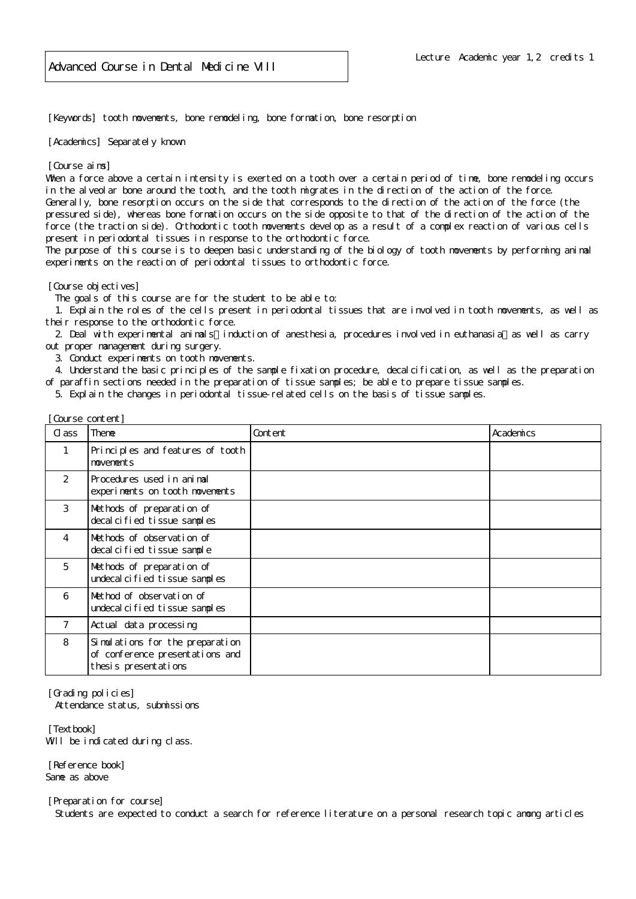# Advanced Course in Dental Medicine VIII

Lecture　Academic year 1,2　credits 1

[Keywords] tooth movements, bone remodeling, bone formation, bone resorption

[Academics] Separately known

[Course aims]
When a force above a certain intensity is exerted on a tooth over a certain period of time, bone remodeling occurs in the alveolar bone around the tooth, and the tooth migrates in the direction of the action of the force. Generally, bone resorption occurs on the side that corresponds to the direction of the action of the force (the pressured side), whereas bone formation occurs on the side opposite to that of the direction of the action of the force (the traction side). Orthodontic tooth movements develop as a result of a complex reaction of various cells present in periodontal tissues in response to the orthodontic force.
The purpose of this course is to deepen basic understanding of the biology of tooth movements by performing animal experiments on the reaction of periodontal tissues to orthodontic force.

[Course objectives]
The goals of this course are for the student to be able to:
1. Explain the roles of the cells present in periodontal tissues that are involved in tooth movements, as well as their response to the orthodontic force.
2. Deal with experimental animals（induction of anesthesia, procedures involved in euthanasia）as well as carry out proper management during surgery.
3. Conduct experiments on tooth movements.
4. Understand the basic principles of the sample fixation procedure, decalcification, as well as the preparation of paraffin sections needed in the preparation of tissue samples; be able to prepare tissue samples.
5. Explain the changes in periodontal tissue-related cells on the basis of tissue samples.

[Course content]

| Class | Theme | Content | Academics |
|---|---|---|---|
| 1 | Principles and features of tooth movements | | |
| 2 | Procedures used in animal experiments on tooth movements | | |
| 3 | Methods of preparation of decalcified tissue samples | | |
| 4 | Methods of observation of decalcified tissue sample | | |
| 5 | Methods of preparation of undecalcified tissue samples | | |
| 6 | Method of observation of undecalcified tissue samples | | |
| 7 | Actual data processing | | |
| 8 | Simulations for the preparation of conference presentations and thesis presentations | | |

[Grading policies]
Attendance status, submissions

[Textbook]
Will be indicated during class.

[Reference book]
Same as above

[Preparation for course]
Students are expected to conduct a search for reference literature on a personal research topic among articles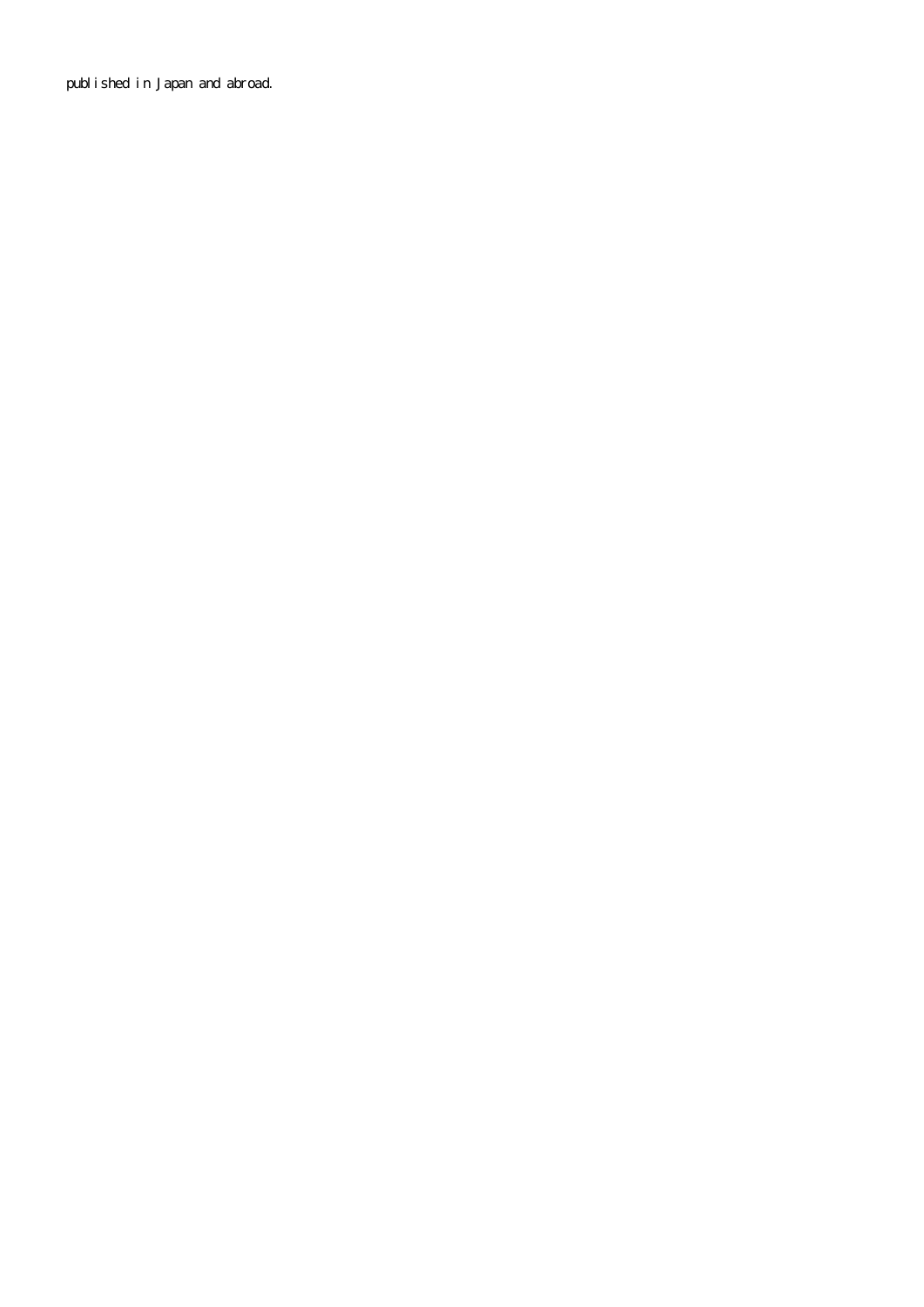published in Japan and abroad.